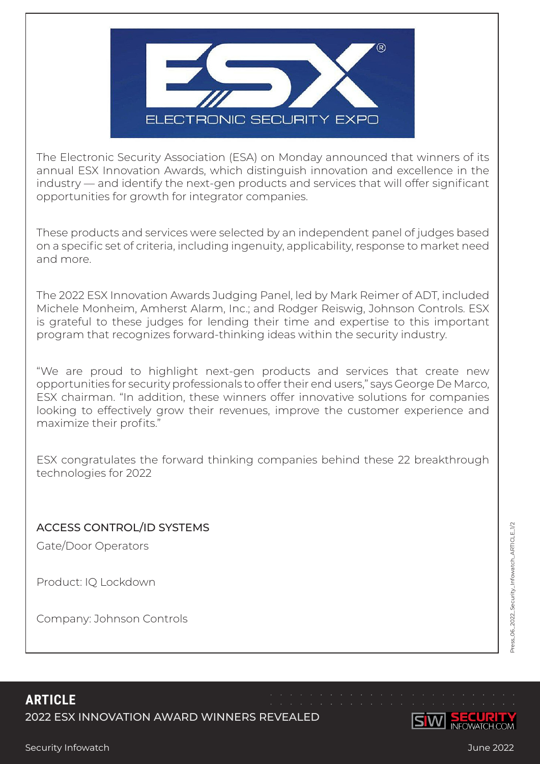The Electronic Security Association (ESA) on Monday announced that winners of its annual ESX Innovation Awards, which distinguish innovation and excellence in the industry — and identify the next-gen products and services that will offer significant opportunities for growth for integrator companies.

These products and services were selected by an independent panel of judges based on a specific set of criteria, including ingenuity, applicability, response to market need and more.

The 2022 ESX Innovation Awards Judging Panel, led by Mark Reimer of ADT, included Michele Monheim, Amherst Alarm, Inc.; and Rodger Reiswig, Johnson Controls. ESX is grateful to these judges for lending their time and expertise to this important program that recognizes forward-thinking ideas within the security industry.

"We are proud to highlight next-gen products and services that create new opportunities for security professionals to offer their end users," says George De Marco, ESX chairman. "In addition, these winners offer innovative solutions for companies looking to effectively grow their revenues, improve the customer experience and maximize their profits."

ESX congratulates the forward thinking companies behind these 22 breakthrough technologies for 2022

## ACCESS CONTROL/ID SYSTEMS

Gate/Door Operators

Product: IQ Lockdown

Company: Johnson Controls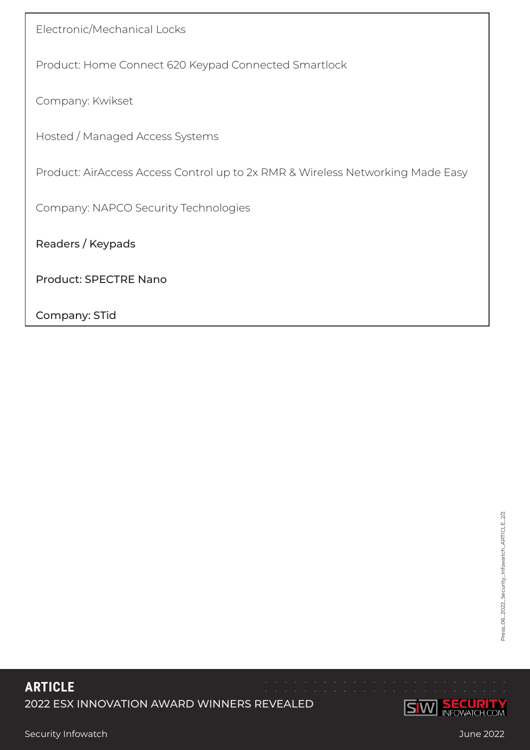Electronic/Mechanical Locks

Product: Home Connect 620 Keypad Connected Smartlock

Company: Kwikset

Hosted / Managed Access Systems

Product: AirAccess Access Control up to 2x RMR & Wireless Networking Made Easy

Company: NAPCO Security Technologies

Readers / Keypads

Product: SPECTRE Nano

Company: STid